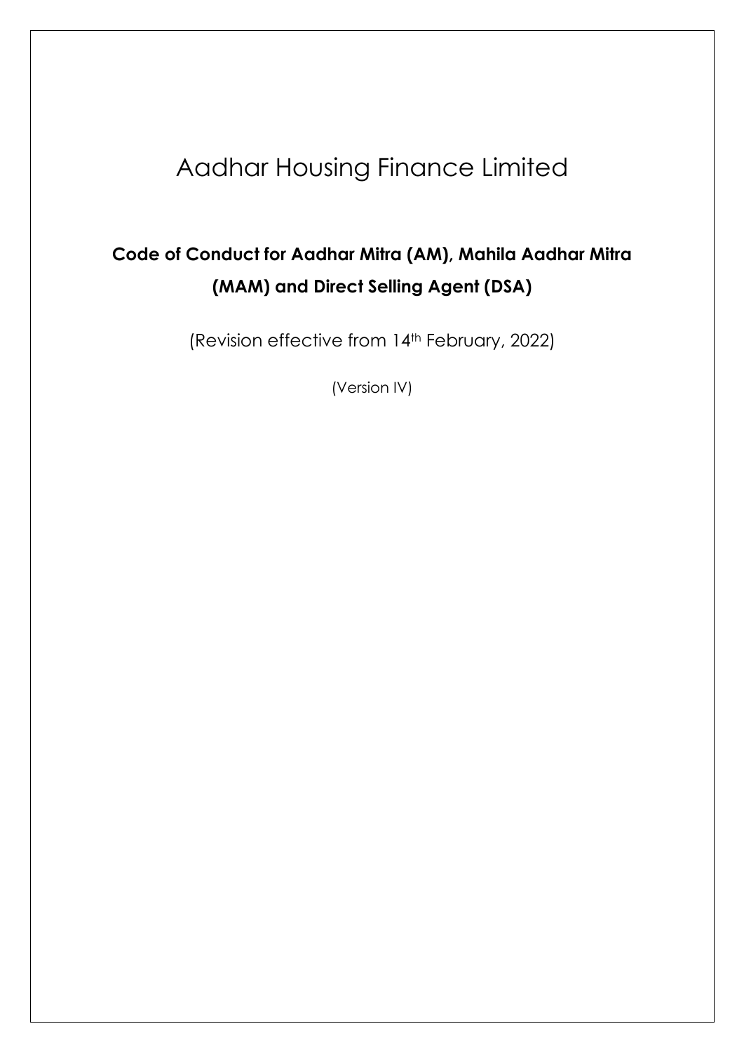# Aadhar Housing Finance Limited

## Code of Conduct for Aadhar Mitra (AM), Mahila Aadhar Mitra (MAM) and Direct Selling Agent (DSA)

(Revision effective from 14th February, 2022)

(Version IV)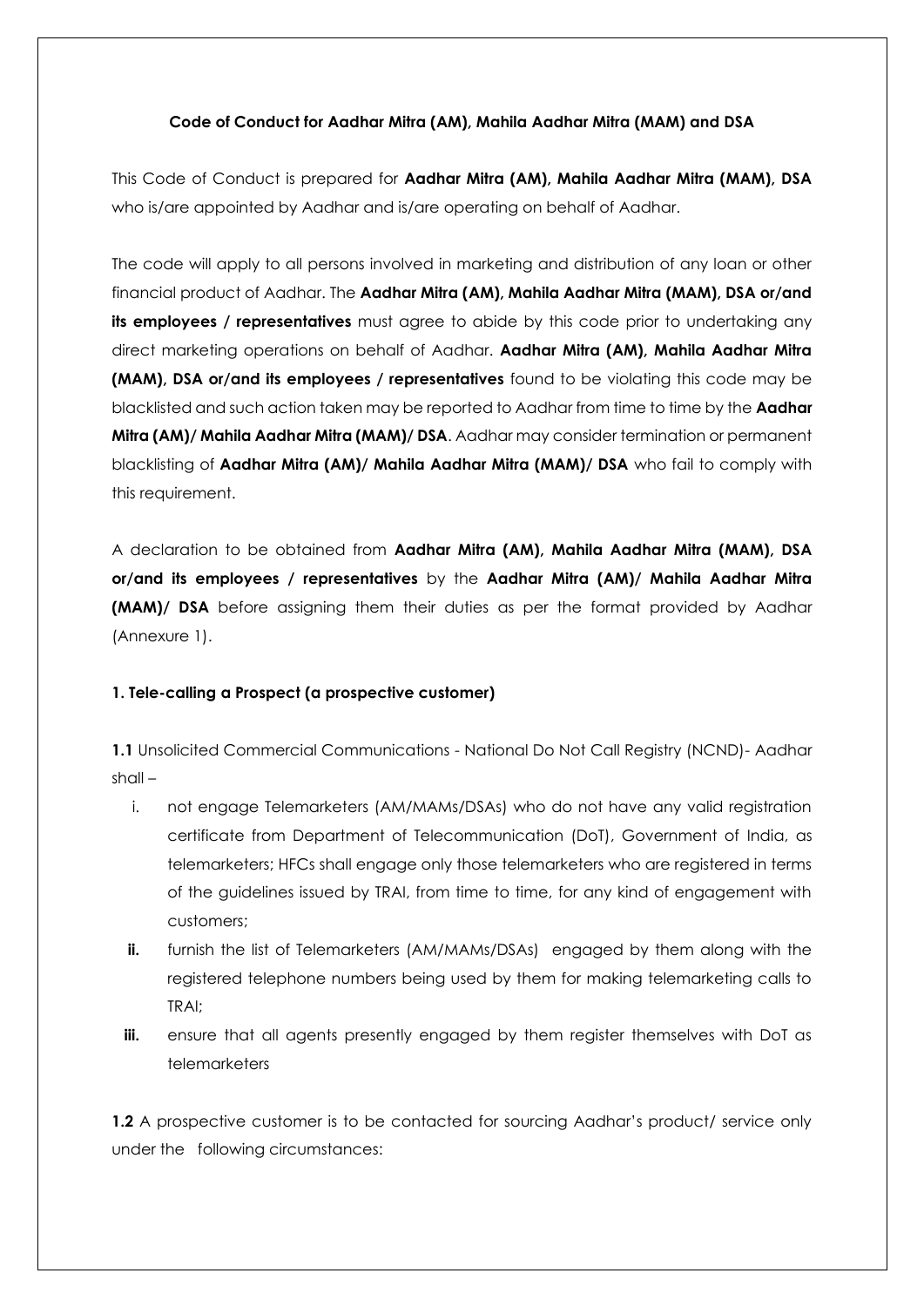**Code of Conduct for Aadhar Mitra (AM), Mahila Aadhar Mitra (MAM) and DSA**

This Code of Conduct is prepared for **Aadhar Mitra (AM), Mahila Aadhar Mitra (MAM), DSA** who is/are appointed by Aadhar and is/are operating on behalf of Aadhar.

The code will apply to all persons involved in marketing and distribution of any loan or other financial product of Aadhar. The **Aadhar Mitra (AM), Mahila Aadhar Mitra (MAM), DSA or/and its employees / representatives** must agree to abide by this code prior to undertaking any direct marketing operations on behalf of Aadhar. **Aadhar Mitra (AM), Mahila Aadhar Mitra (MAM), DSA or/and its employees / representatives** found to be violating this code may be blacklisted and such action taken may be reported to Aadhar from time to time by the **Aadhar Mitra (AM)/ Mahila Aadhar Mitra (MAM)/ DSA**. Aadhar may consider termination or permanent blacklisting of **Aadhar Mitra (AM)/ Mahila Aadhar Mitra (MAM)/ DSA** who fail to comply with this requirement.

A declaration to be obtained from **Aadhar Mitra (AM), Mahila Aadhar Mitra (MAM), DSA or/and its employees / representatives** by the **Aadhar Mitra (AM)/ Mahila Aadhar Mitra (MAM)/ DSA** before assigning them their duties as per the format provided by Aadhar (Annexure 1).

**1. Tele-calling a Prospect (a prospective customer)**

**1.1** Unsolicited Commercial Communications - National Do Not Call Registry (NCND)- Aadhar shall –

i. not engage Telemarketers (AM/MAMs/DSAs) who do not have any valid registration certificate from Department of Telecommunication (DoT), Government of India, as telemarketers; HFCs shall engage only those telemarketers who are registered in terms of the guidelines issued by TRAI, from time to time, for any kind of engagement with customers;

**ii.** furnish the list of Telemarketers (AM/MAMs/DSAs) engaged by them along with the registered telephone numbers being used by them for making telemarketing calls to TRAI;

**iii.** ensure that all agents presently engaged by them register themselves with DoT as telemarketers

**1.2** A prospective customer is to be contacted for sourcing Aadhar's product/ service only under the following circumstances: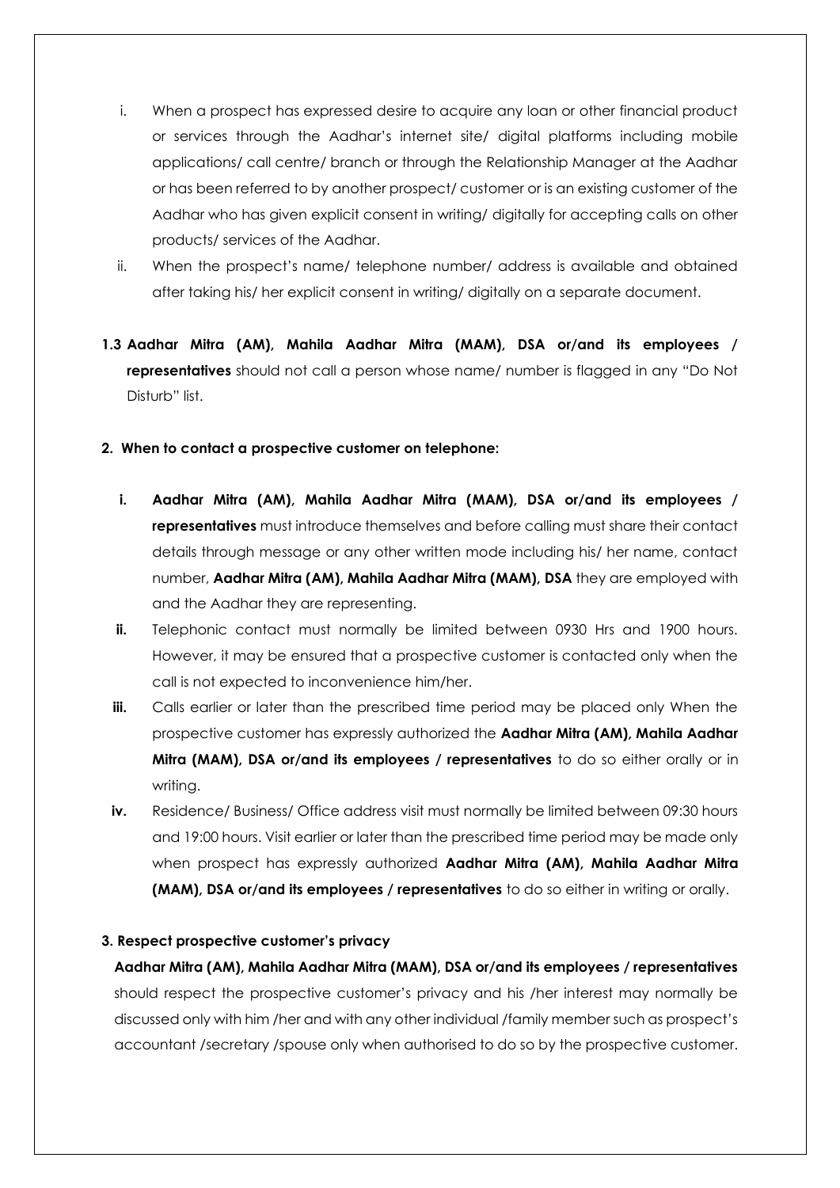i. When a prospect has expressed desire to acquire any loan or other financial product or services through the Aadhar's internet site/ digital platforms including mobile applications/ call centre/ branch or through the Relationship Manager at the Aadhar or has been referred to by another prospect/ customer or is an existing customer of the Aadhar who has given explicit consent in writing/ digitally for accepting calls on other products/ services of the Aadhar.

ii. When the prospect's name/ telephone number/ address is available and obtained after taking his/ her explicit consent in writing/ digitally on a separate document.

**1.3 Aadhar Mitra (AM), Mahila Aadhar Mitra (MAM), DSA or/and its employees / representatives** should not call a person whose name/ number is flagged in any "Do Not Disturb" list.

**2. When to contact a prospective customer on telephone:**

i. **Aadhar Mitra (AM), Mahila Aadhar Mitra (MAM), DSA or/and its employees / representatives** must introduce themselves and before calling must share their contact details through message or any other written mode including his/ her name, contact number, **Aadhar Mitra (AM), Mahila Aadhar Mitra (MAM), DSA** they are employed with and the Aadhar they are representing.

ii. Telephonic contact must normally be limited between 0930 Hrs and 1900 hours. However, it may be ensured that a prospective customer is contacted only when the call is not expected to inconvenience him/her.

iii. Calls earlier or later than the prescribed time period may be placed only When the prospective customer has expressly authorized the **Aadhar Mitra (AM), Mahila Aadhar Mitra (MAM), DSA or/and its employees / representatives** to do so either orally or in writing.

iv. Residence/ Business/ Office address visit must normally be limited between 09:30 hours and 19:00 hours. Visit earlier or later than the prescribed time period may be made only when prospect has expressly authorized **Aadhar Mitra (AM), Mahila Aadhar Mitra (MAM), DSA or/and its employees / representatives** to do so either in writing or orally.

**3. Respect prospective customer's privacy**

**Aadhar Mitra (AM), Mahila Aadhar Mitra (MAM), DSA or/and its employees / representatives** should respect the prospective customer's privacy and his /her interest may normally be discussed only with him /her and with any other individual /family member such as prospect's accountant /secretary /spouse only when authorised to do so by the prospective customer.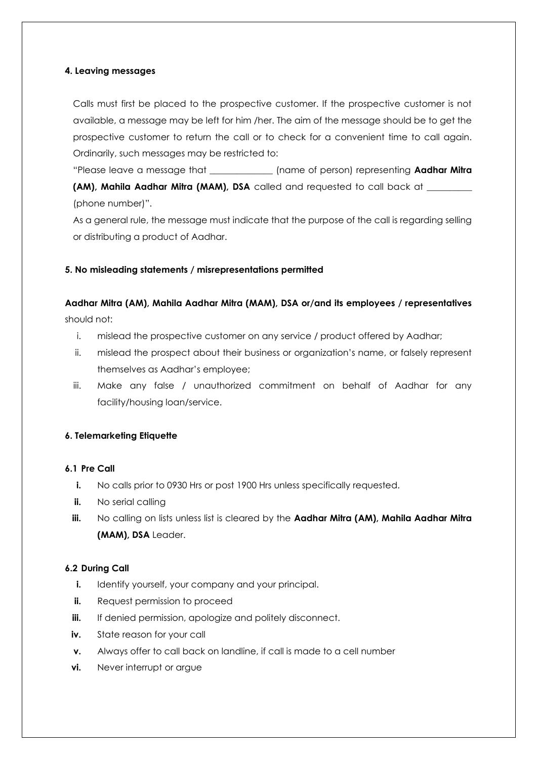#### 4. Leaving messages

Calls must first be placed to the prospective customer. If the prospective customer is not available, a message may be left for him /her. The aim of the message should be to get the prospective customer to return the call or to check for a convenient time to call again. Ordinarily, such messages may be restricted to:

"Please leave a message that _____________ (name of person) representing **Aadhar Mitra (AM), Mahila Aadhar Mitra (MAM), DSA** called and requested to call back at _________ (phone number)".

As a general rule, the message must indicate that the purpose of the call is regarding selling or distributing a product of Aadhar.

#### 5. No misleading statements / misrepresentations permitted

**Aadhar Mitra (AM), Mahila Aadhar Mitra (MAM), DSA or/and its employees / representatives** should not:

i. mislead the prospective customer on any service / product offered by Aadhar;
ii. mislead the prospect about their business or organization's name, or falsely represent themselves as Aadhar's employee;
iii. Make any false / unauthorized commitment on behalf of Aadhar for any facility/housing loan/service.

#### 6. Telemarketing Etiquette

##### 6.1 Pre Call

**i.** No calls prior to 0930 Hrs or post 1900 Hrs unless specifically requested.
**ii.** No serial calling
**iii.** No calling on lists unless list is cleared by the **Aadhar Mitra (AM), Mahila Aadhar Mitra (MAM), DSA** Leader.

##### 6.2 During Call

**i.** Identify yourself, your company and your principal.
**ii.** Request permission to proceed
**iii.** If denied permission, apologize and politely disconnect.
**iv.** State reason for your call
**v.** Always offer to call back on landline, if call is made to a cell number
**vi.** Never interrupt or argue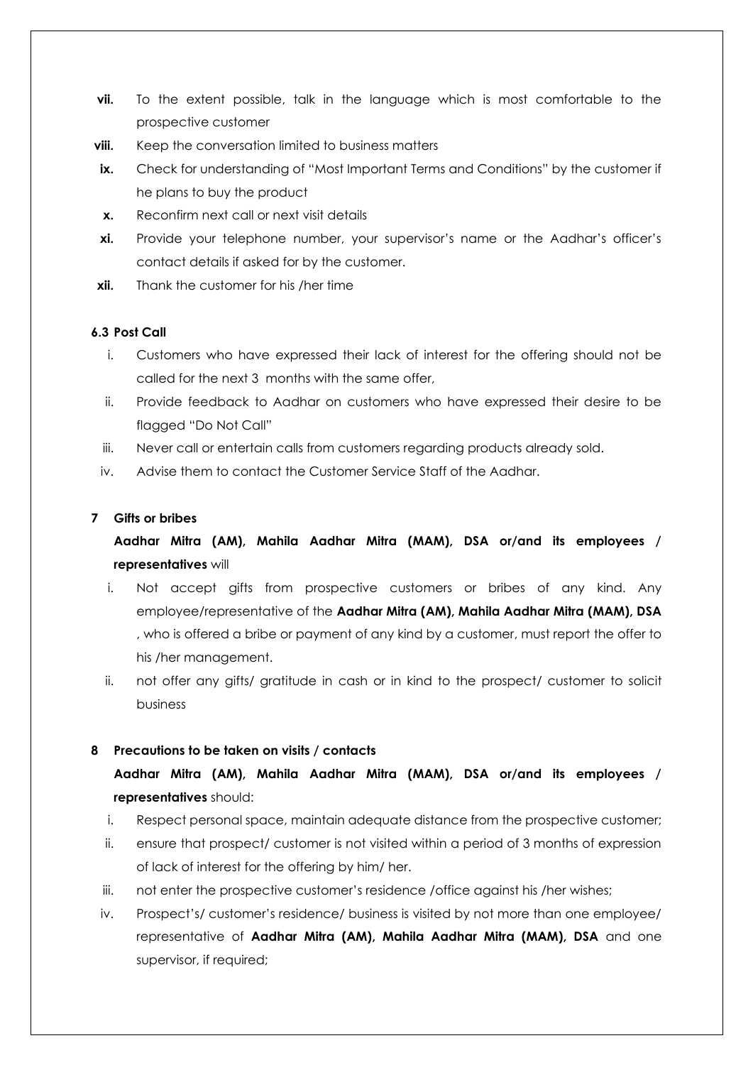vii. To the extent possible, talk in the language which is most comfortable to the prospective customer

viii. Keep the conversation limited to business matters

ix. Check for understanding of "Most Important Terms and Conditions" by the customer if he plans to buy the product

x. Reconfirm next call or next visit details

xi. Provide your telephone number, your supervisor's name or the Aadhar's officer's contact details if asked for by the customer.

xii. Thank the customer for his /her time

### 6.3 Post Call

i. Customers who have expressed their lack of interest for the offering should not be called for the next 3 months with the same offer,

ii. Provide feedback to Aadhar on customers who have expressed their desire to be flagged "Do Not Call"

iii. Never call or entertain calls from customers regarding products already sold.

iv. Advise them to contact the Customer Service Staff of the Aadhar.

## 7 Gifts or bribes

**Aadhar Mitra (AM), Mahila Aadhar Mitra (MAM), DSA or/and its employees / representatives** will

i. Not accept gifts from prospective customers or bribes of any kind. Any employee/representative of the **Aadhar Mitra (AM), Mahila Aadhar Mitra (MAM), DSA** , who is offered a bribe or payment of any kind by a customer, must report the offer to his /her management.

ii. not offer any gifts/ gratitude in cash or in kind to the prospect/ customer to solicit business

## 8 Precautions to be taken on visits / contacts

**Aadhar Mitra (AM), Mahila Aadhar Mitra (MAM), DSA or/and its employees / representatives** should:

i. Respect personal space, maintain adequate distance from the prospective customer;

ii. ensure that prospect/ customer is not visited within a period of 3 months of expression of lack of interest for the offering by him/ her.

iii. not enter the prospective customer's residence /office against his /her wishes;

iv. Prospect's/ customer's residence/ business is visited by not more than one employee/ representative of **Aadhar Mitra (AM), Mahila Aadhar Mitra (MAM), DSA** and one supervisor, if required;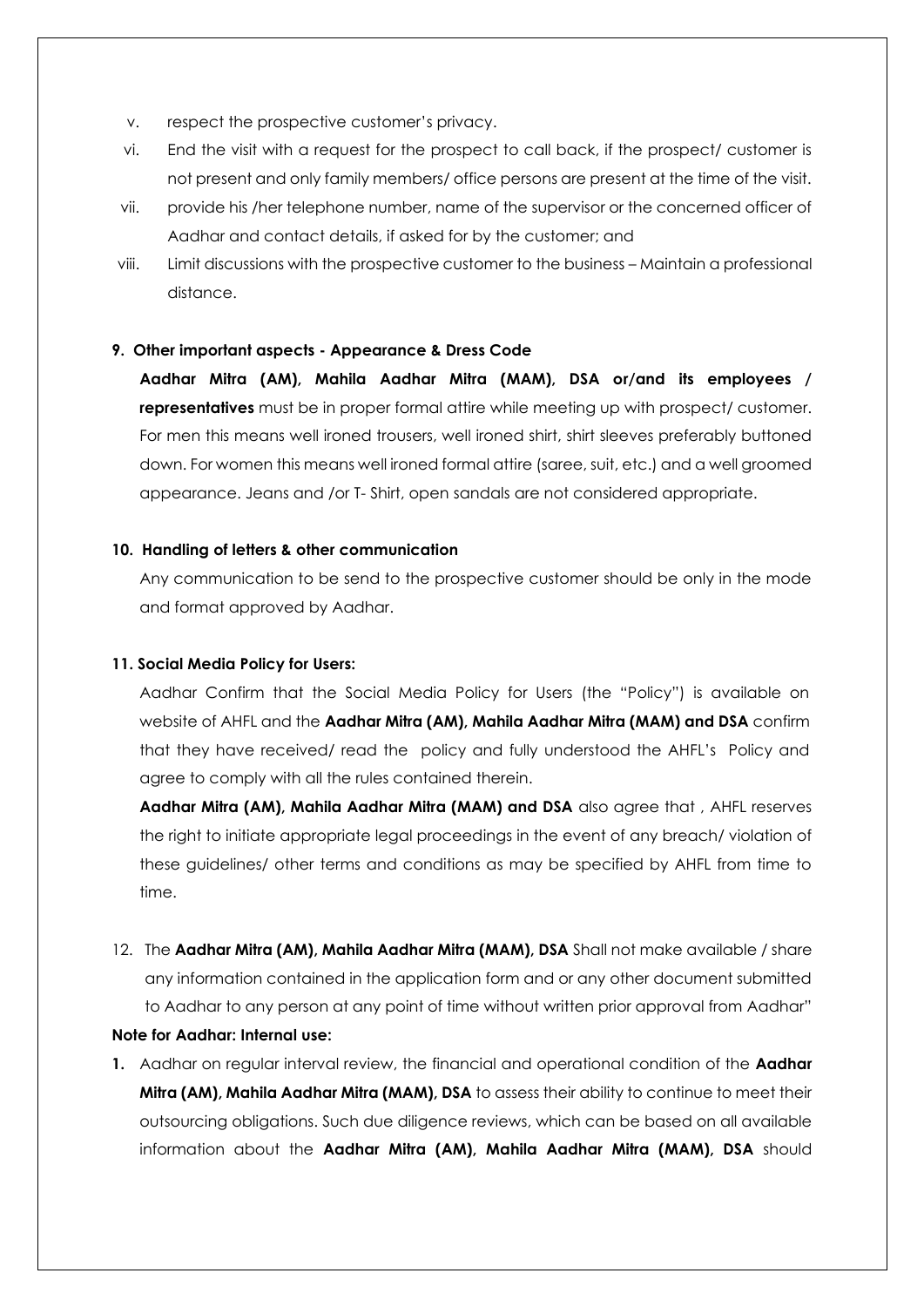v. respect the prospective customer's privacy.

vi. End the visit with a request for the prospect to call back, if the prospect/ customer is not present and only family members/ office persons are present at the time of the visit.

vii. provide his /her telephone number, name of the supervisor or the concerned officer of Aadhar and contact details, if asked for by the customer; and

viii. Limit discussions with the prospective customer to the business – Maintain a professional distance.

**9. Other important aspects - Appearance & Dress Code**

**Aadhar Mitra (AM), Mahila Aadhar Mitra (MAM), DSA or/and its employees / representatives** must be in proper formal attire while meeting up with prospect/ customer. For men this means well ironed trousers, well ironed shirt, shirt sleeves preferably buttoned down. For women this means well ironed formal attire (saree, suit, etc.) and a well groomed appearance. Jeans and /or T- Shirt, open sandals are not considered appropriate.

**10. Handling of letters & other communication**

Any communication to be send to the prospective customer should be only in the mode and format approved by Aadhar.

**11. Social Media Policy for Users:**

Aadhar Confirm that the Social Media Policy for Users (the "Policy") is available on website of AHFL and the **Aadhar Mitra (AM), Mahila Aadhar Mitra (MAM) and DSA** confirm that they have received/ read the policy and fully understood the AHFL's Policy and agree to comply with all the rules contained therein.

**Aadhar Mitra (AM), Mahila Aadhar Mitra (MAM) and DSA** also agree that , AHFL reserves the right to initiate appropriate legal proceedings in the event of any breach/ violation of these guidelines/ other terms and conditions as may be specified by AHFL from time to time.

12. The **Aadhar Mitra (AM), Mahila Aadhar Mitra (MAM), DSA** Shall not make available / share any information contained in the application form and or any other document submitted to Aadhar to any person at any point of time without written prior approval from Aadhar"

**Note for Aadhar: Internal use:**

**1.** Aadhar on regular interval review, the financial and operational condition of the **Aadhar Mitra (AM), Mahila Aadhar Mitra (MAM), DSA** to assess their ability to continue to meet their outsourcing obligations. Such due diligence reviews, which can be based on all available information about the **Aadhar Mitra (AM), Mahila Aadhar Mitra (MAM), DSA** should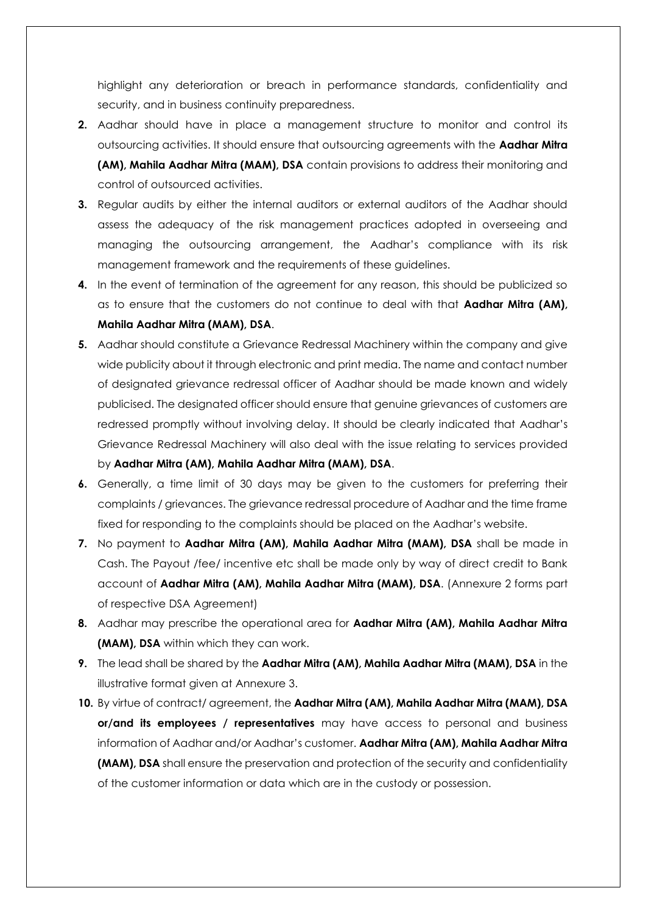highlight any deterioration or breach in performance standards, confidentiality and security, and in business continuity preparedness.

2. Aadhar should have in place a management structure to monitor and control its outsourcing activities. It should ensure that outsourcing agreements with the **Aadhar Mitra (AM), Mahila Aadhar Mitra (MAM), DSA** contain provisions to address their monitoring and control of outsourced activities.
3. Regular audits by either the internal auditors or external auditors of the Aadhar should assess the adequacy of the risk management practices adopted in overseeing and managing the outsourcing arrangement, the Aadhar's compliance with its risk management framework and the requirements of these guidelines.
4. In the event of termination of the agreement for any reason, this should be publicized so as to ensure that the customers do not continue to deal with that **Aadhar Mitra (AM), Mahila Aadhar Mitra (MAM), DSA**.
5. Aadhar should constitute a Grievance Redressal Machinery within the company and give wide publicity about it through electronic and print media. The name and contact number of designated grievance redressal officer of Aadhar should be made known and widely publicised. The designated officer should ensure that genuine grievances of customers are redressed promptly without involving delay. It should be clearly indicated that Aadhar's Grievance Redressal Machinery will also deal with the issue relating to services provided by **Aadhar Mitra (AM), Mahila Aadhar Mitra (MAM), DSA**.
6. Generally, a time limit of 30 days may be given to the customers for preferring their complaints / grievances. The grievance redressal procedure of Aadhar and the time frame fixed for responding to the complaints should be placed on the Aadhar's website.
7. No payment to **Aadhar Mitra (AM), Mahila Aadhar Mitra (MAM), DSA** shall be made in Cash. The Payout /fee/ incentive etc shall be made only by way of direct credit to Bank account of **Aadhar Mitra (AM), Mahila Aadhar Mitra (MAM), DSA**. (Annexure 2 forms part of respective DSA Agreement)
8. Aadhar may prescribe the operational area for **Aadhar Mitra (AM), Mahila Aadhar Mitra (MAM), DSA** within which they can work.
9. The lead shall be shared by the **Aadhar Mitra (AM), Mahila Aadhar Mitra (MAM), DSA** in the illustrative format given at Annexure 3.
10. By virtue of contract/ agreement, the **Aadhar Mitra (AM), Mahila Aadhar Mitra (MAM), DSA or/and its employees / representatives** may have access to personal and business information of Aadhar and/or Aadhar's customer. **Aadhar Mitra (AM), Mahila Aadhar Mitra (MAM), DSA** shall ensure the preservation and protection of the security and confidentiality of the customer information or data which are in the custody or possession.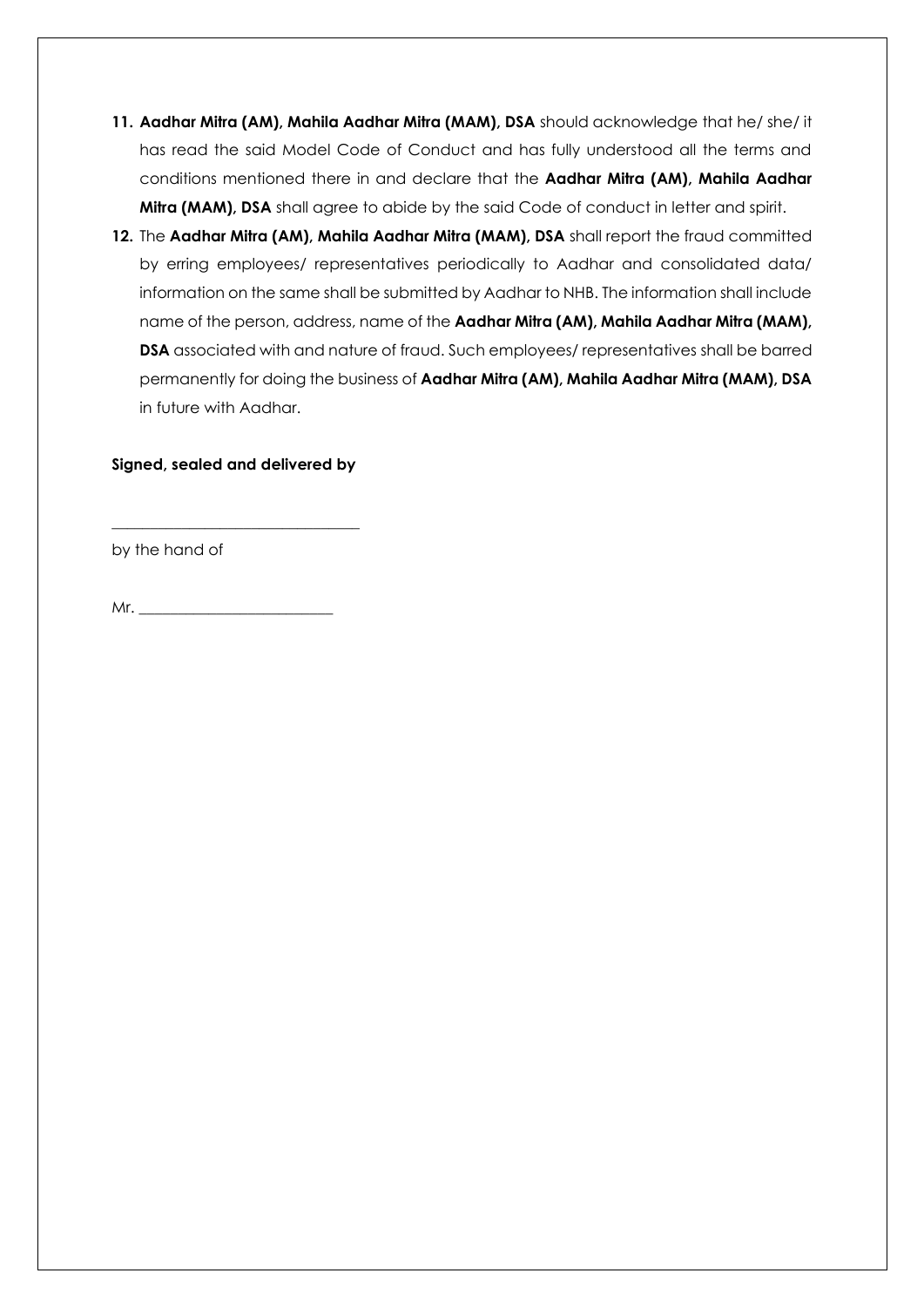11. **Aadhar Mitra (AM), Mahila Aadhar Mitra (MAM), DSA** should acknowledge that he/ she/ it has read the said Model Code of Conduct and has fully understood all the terms and conditions mentioned there in and declare that the **Aadhar Mitra (AM), Mahila Aadhar Mitra (MAM), DSA** shall agree to abide by the said Code of conduct in letter and spirit.
12. The **Aadhar Mitra (AM), Mahila Aadhar Mitra (MAM), DSA** shall report the fraud committed by erring employees/ representatives periodically to Aadhar and consolidated data/ information on the same shall be submitted by Aadhar to NHB. The information shall include name of the person, address, name of the **Aadhar Mitra (AM), Mahila Aadhar Mitra (MAM), DSA** associated with and nature of fraud. Such employees/ representatives shall be barred permanently for doing the business of **Aadhar Mitra (AM), Mahila Aadhar Mitra (MAM), DSA** in future with Aadhar.

**Signed, sealed and delivered by**

________________________________

by the hand of

Mr. _________________________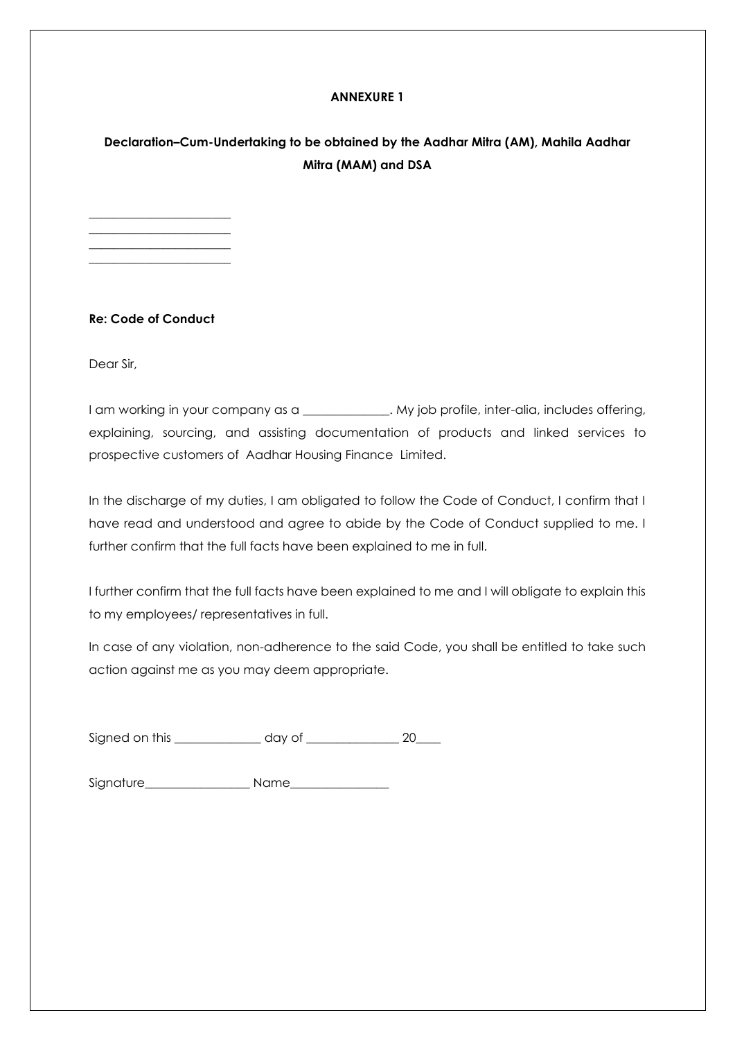**ANNEXURE 1**

**Declaration–Cum-Undertaking to be obtained by the Aadhar Mitra (AM), Mahila Aadhar Mitra (MAM) and DSA**

______________________
______________________
______________________
______________________

**Re: Code of Conduct**

Dear Sir,

I am working in your company as a ______________. My job profile, inter-alia, includes offering, explaining, sourcing, and assisting documentation of products and linked services to prospective customers of Aadhar Housing Finance Limited.

In the discharge of my duties, I am obligated to follow the Code of Conduct, I confirm that I have read and understood and agree to abide by the Code of Conduct supplied to me. I further confirm that the full facts have been explained to me in full.

I further confirm that the full facts have been explained to me and I will obligate to explain this to my employees/ representatives in full.

In case of any violation, non-adherence to the said Code, you shall be entitled to take such action against me as you may deem appropriate.

Signed on this ______________ day of _______________ 20____

Signature_________________ Name________________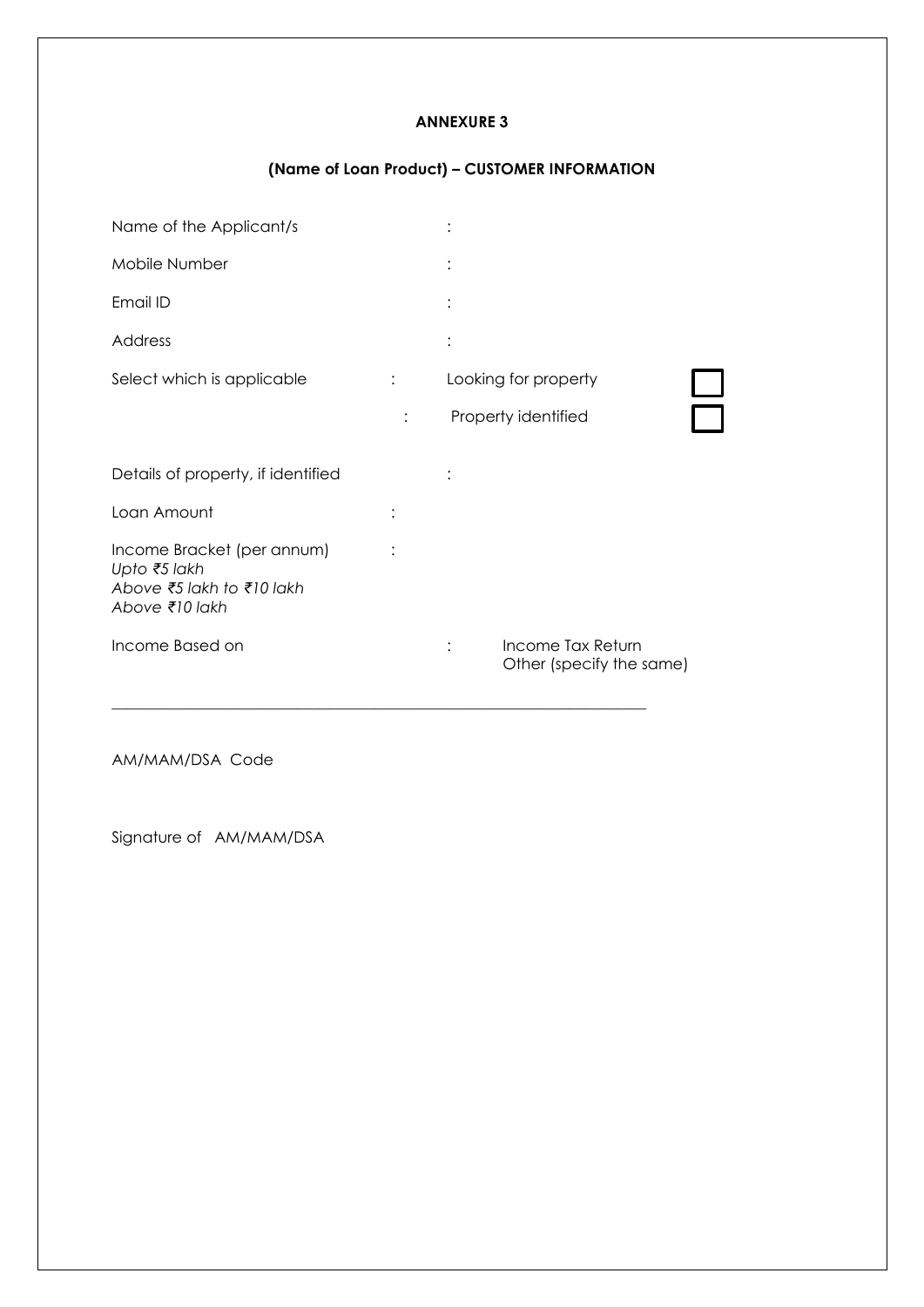**ANNEXURE 3**

**(Name of Loan Product) – CUSTOMER INFORMATION**

Name of the Applicant/s :

Mobile Number :

Email ID :

Address :

Select which is applicable : Looking for property ☐

: Property identified ☐

Details of property, if identified :

Loan Amount :

Income Bracket (per annum) :
*Upto ₹5 lakh*
*Above ₹5 lakh to ₹10 lakh*
*Above ₹10 lakh*

Income Based on : Income Tax Return
Other (specify the same)

---

AM/MAM/DSA Code

Signature of AM/MAM/DSA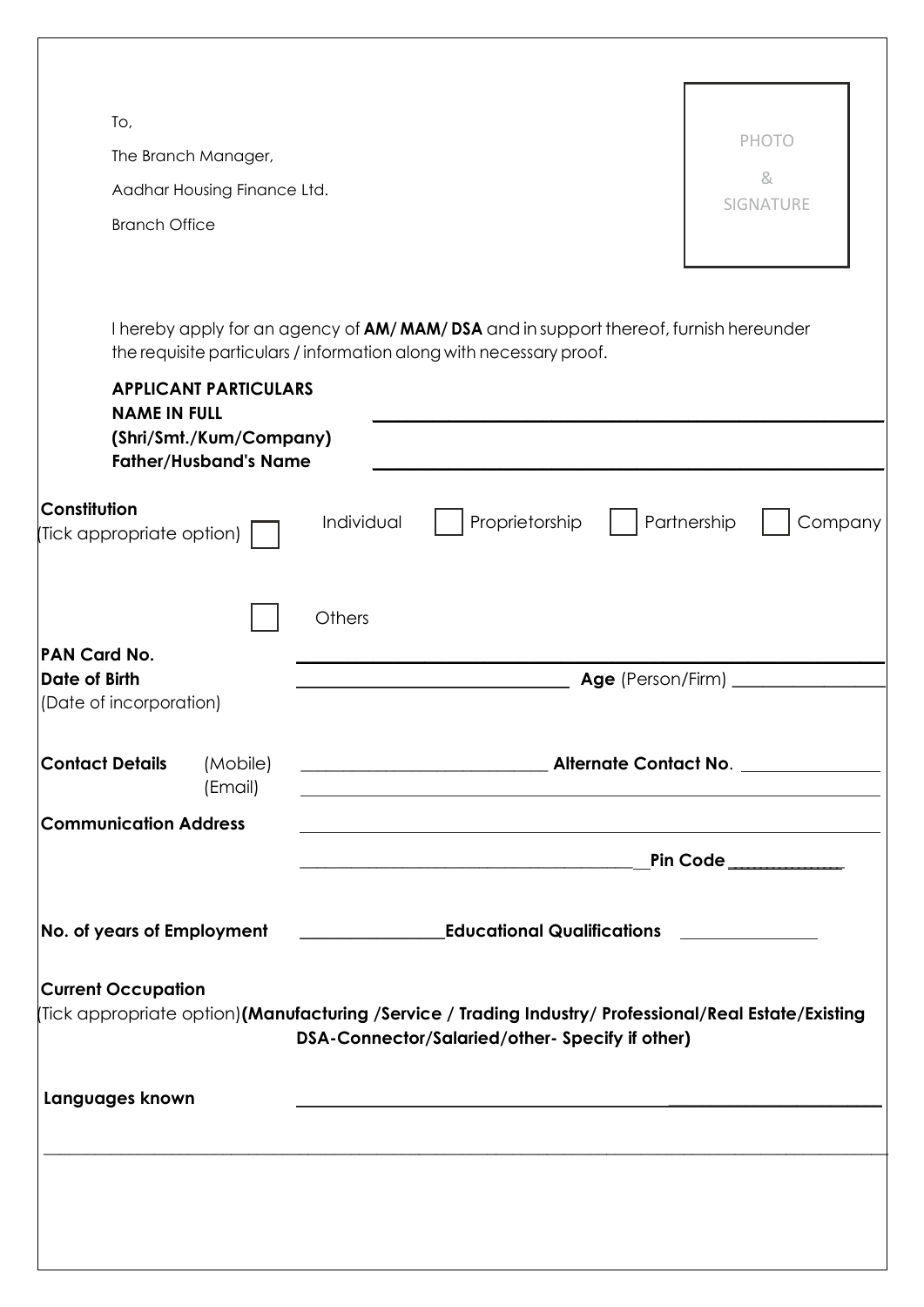To,

The Branch Manager,

Aadhar Housing Finance Ltd.

Branch Office

PHOTO

&

SIGNATURE

I hereby apply for an agency of **AM/ MAM/ DSA** and in support thereof, furnish hereunder the requisite particulars / information along with necessary proof.

**APPLICANT PARTICULARS**

**NAME IN FULL (Shri/Smt./Kum/Company)** ______________________________

**Father/Husband's Name** ______________________________

**Constitution**
(Tick appropriate option) ☐ Individual ☐ Proprietorship ☐ Partnership ☐ Company

☐ Others

**PAN Card No.** ______________________________

**Date of Birth** (Date of incorporation) ______________________________ **Age** (Person/Firm) ______________

**Contact Details** (Mobile) ______________________________ **Alternate Contact No**. ______________

(Email) ______________________________

**Communication Address** ______________________________

______________________________ **Pin Code** ______________

**No. of years of Employment** ______________ **Educational Qualifications** ______________

**Current Occupation**
(Tick appropriate option) **(Manufacturing /Service / Trading Industry/ Professional/Real Estate/Existing DSA-Connector/Salaried/other- Specify if other)**

**Languages known** ______________________________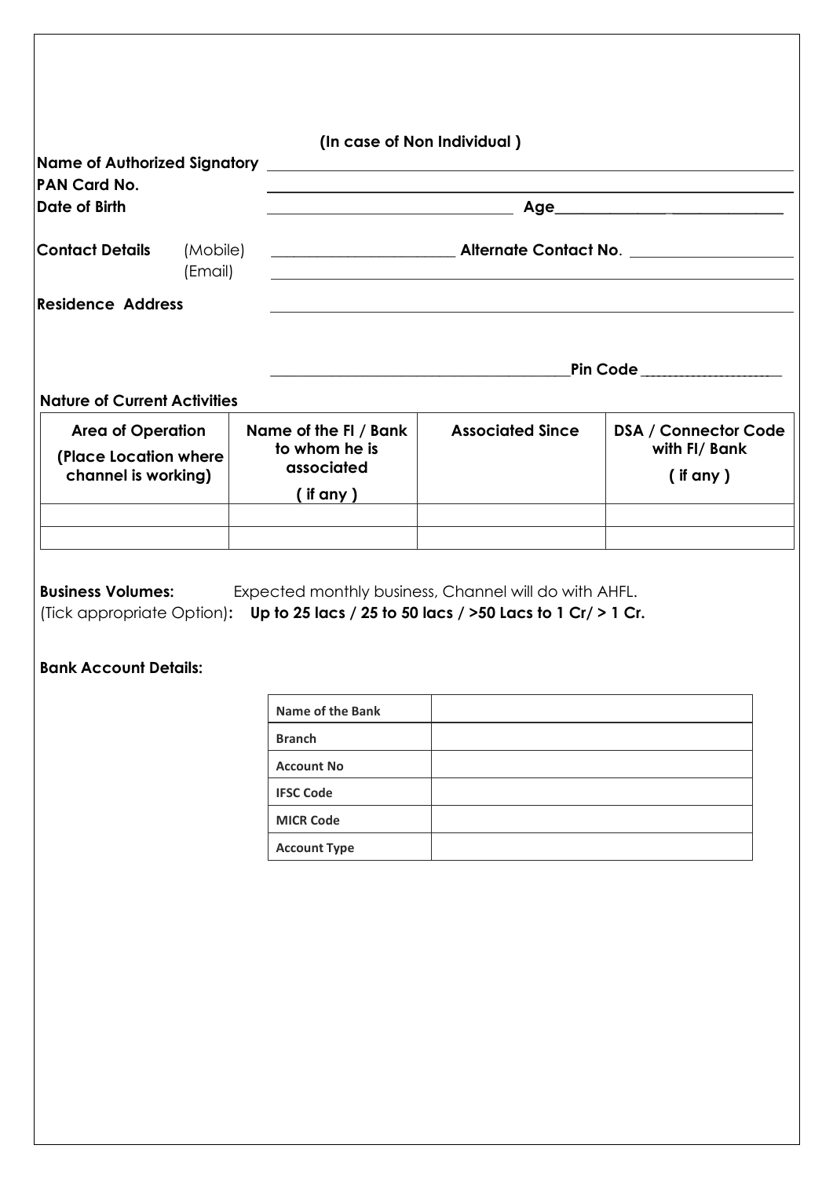**(In case of Non Individual )**

**Name of Authorized Signatory** ______________________________

**PAN Card No.** ______________________________

**Date of Birth** ______________________________ **Age**______________________________

**Contact Details** (Mobile) ______________________ **Alternate Contact No**. ____________________

(Email) ______________________________

**Residence Address** ______________________________

______________________________**Pin Code** ____________________

**Nature of Current Activities**

| Area of Operation (Place Location where channel is working) | Name of the FI / Bank to whom he is associated ( if any ) | Associated Since | DSA / Connector Code with FI/ Bank ( if any ) |
|---|---|---|---|
| | | | |
| | | | |

**Business Volumes:** Expected monthly business, Channel will do with AHFL.
(Tick appropriate Option)**: Up to 25 lacs / 25 to 50 lacs / >50 Lacs to 1 Cr/ > 1 Cr.**

**Bank Account Details:**

| Name of the Bank | |
|---|---|
| Branch | |
| Account No | |
| IFSC Code | |
| MICR Code | |
| Account Type | |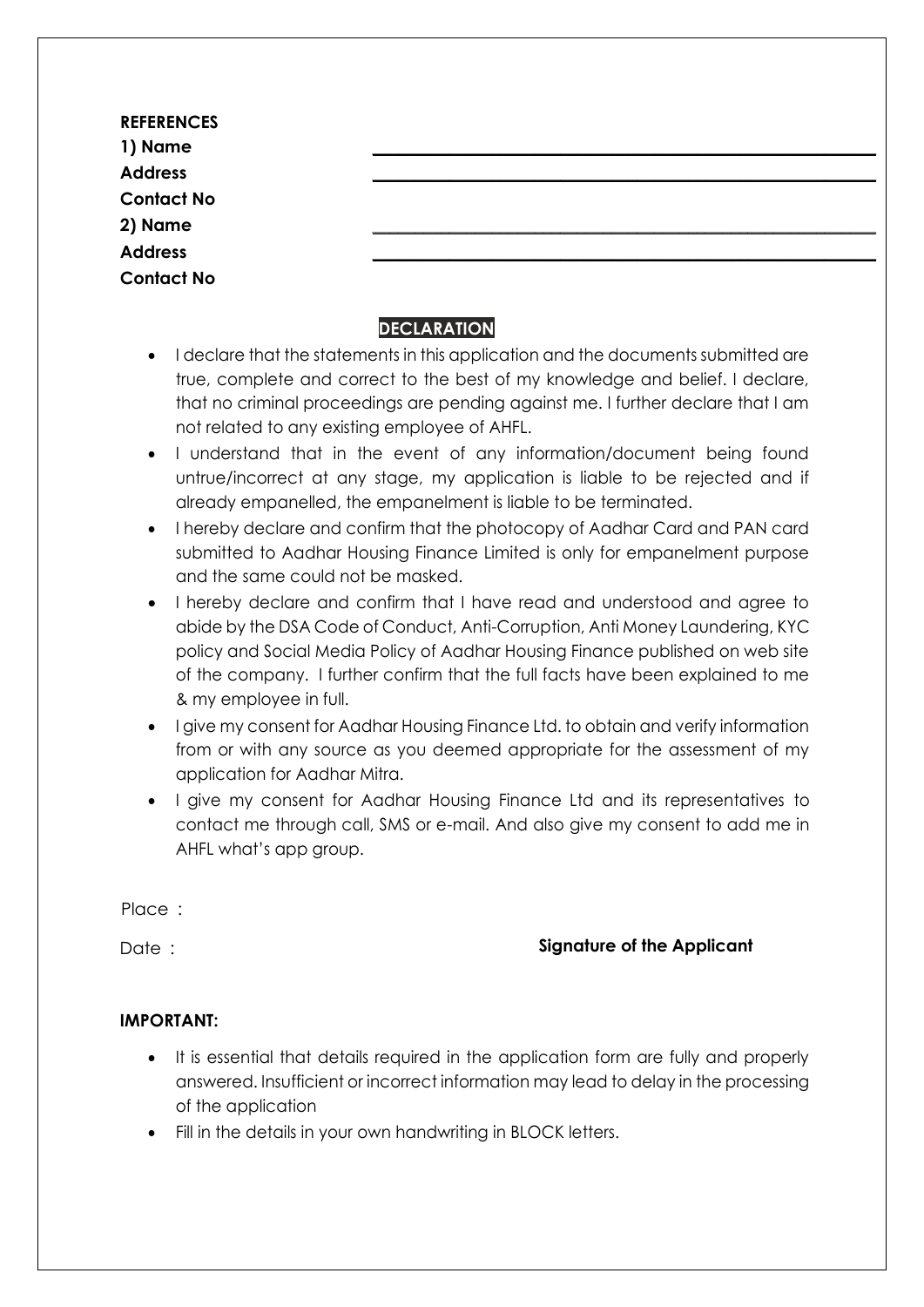**REFERENCES**

**1) Name** \_\_\_\_\_\_\_\_\_\_\_\_\_\_\_\_\_\_\_\_\_\_\_\_\_\_\_\_\_\_\_\_\_\_\_\_\_\_\_\_\_\_\_\_\_\_\_\_\_\_

**Address** \_\_\_\_\_\_\_\_\_\_\_\_\_\_\_\_\_\_\_\_\_\_\_\_\_\_\_\_\_\_\_\_\_\_\_\_\_\_\_\_\_\_\_\_\_\_\_\_\_\_

**Contact No**

**2) Name** \_\_\_\_\_\_\_\_\_\_\_\_\_\_\_\_\_\_\_\_\_\_\_\_\_\_\_\_\_\_\_\_\_\_\_\_\_\_\_\_\_\_\_\_\_\_\_\_\_\_

**Address** \_\_\_\_\_\_\_\_\_\_\_\_\_\_\_\_\_\_\_\_\_\_\_\_\_\_\_\_\_\_\_\_\_\_\_\_\_\_\_\_\_\_\_\_\_\_\_\_\_\_

**Contact No**

## DECLARATION

- I declare that the statements in this application and the documents submitted are true, complete and correct to the best of my knowledge and belief. I declare, that no criminal proceedings are pending against me. I further declare that I am not related to any existing employee of AHFL.
- I understand that in the event of any information/document being found untrue/incorrect at any stage, my application is liable to be rejected and if already empanelled, the empanelment is liable to be terminated.
- I hereby declare and confirm that the photocopy of Aadhar Card and PAN card submitted to Aadhar Housing Finance Limited is only for empanelment purpose and the same could not be masked.
- I hereby declare and confirm that I have read and understood and agree to abide by the DSA Code of Conduct, Anti-Corruption, Anti Money Laundering, KYC policy and Social Media Policy of Aadhar Housing Finance published on web site of the company. I further confirm that the full facts have been explained to me & my employee in full.
- I give my consent for Aadhar Housing Finance Ltd. to obtain and verify information from or with any source as you deemed appropriate for the assessment of my application for Aadhar Mitra.
- I give my consent for Aadhar Housing Finance Ltd and its representatives to contact me through call, SMS or e-mail. And also give my consent to add me in AHFL what's app group.

Place :

Date : **Signature of the Applicant**

**IMPORTANT:**

- It is essential that details required in the application form are fully and properly answered. Insufficient or incorrect information may lead to delay in the processing of the application
- Fill in the details in your own handwriting in BLOCK letters.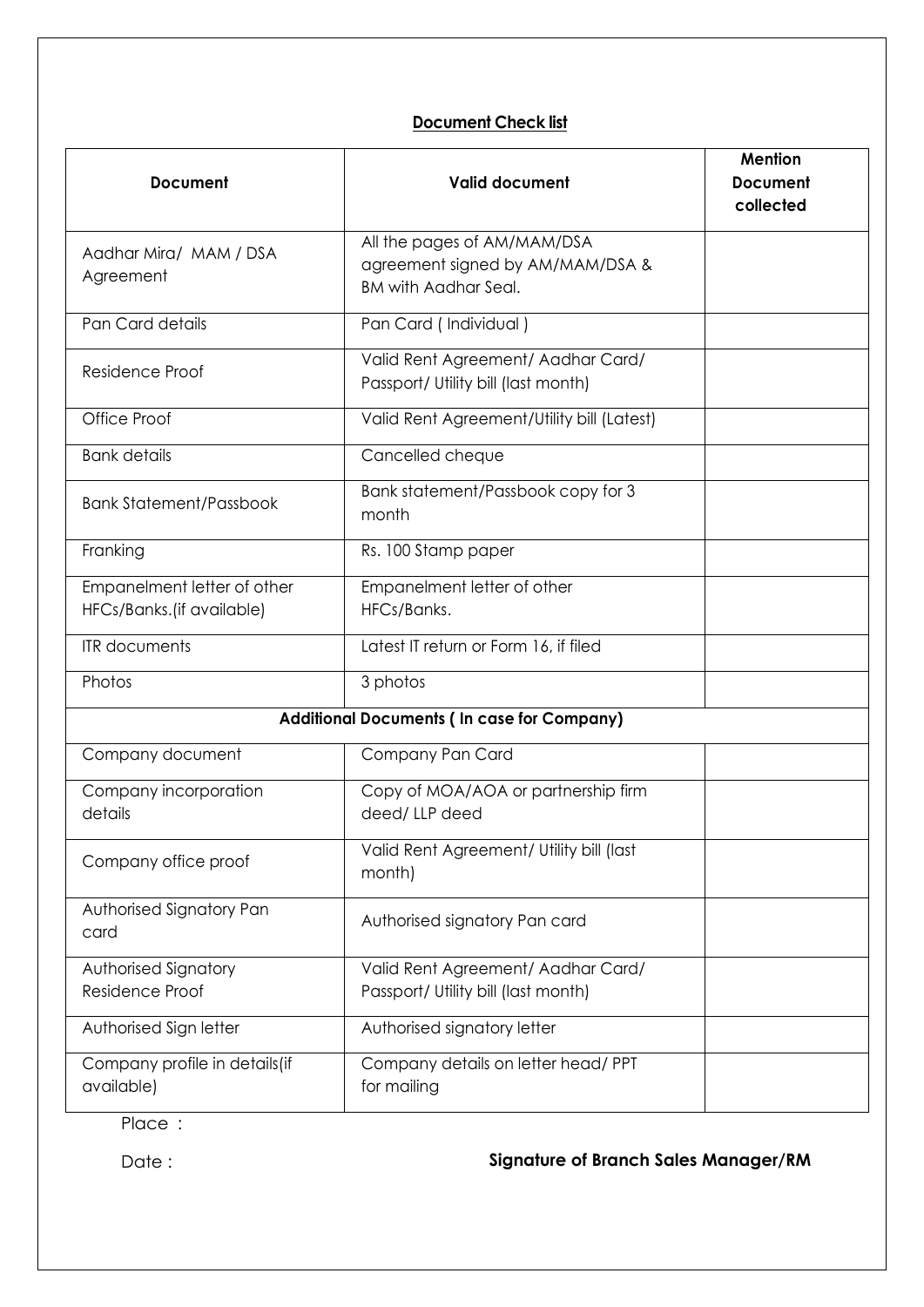## Document Check list

| Document | Valid document | Mention Document collected |
|---|---|---|
| Aadhar Mira/ MAM / DSA Agreement | All the pages of AM/MAM/DSA agreement signed by AM/MAM/DSA & BM with Aadhar Seal. | |
| Pan Card details | Pan Card ( Individual ) | |
| Residence Proof | Valid Rent Agreement/ Aadhar Card/ Passport/ Utility bill (last month) | |
| Office Proof | Valid Rent Agreement/Utility bill (Latest) | |
| Bank details | Cancelled cheque | |
| Bank Statement/Passbook | Bank statement/Passbook copy for 3 month | |
| Franking | Rs. 100 Stamp paper | |
| Empanelment letter of other HFCs/Banks.(if available) | Empanelment letter of other HFCs/Banks. | |
| ITR documents | Latest IT return or Form 16, if filed | |
| Photos | 3 photos | |
| **Additional Documents ( In case for Company)** | | |
| Company document | Company Pan Card | |
| Company incorporation details | Copy of MOA/AOA or partnership firm deed/ LLP deed | |
| Company office proof | Valid Rent Agreement/ Utility bill (last month) | |
| Authorised Signatory Pan card | Authorised signatory Pan card | |
| Authorised Signatory Residence Proof | Valid Rent Agreement/ Aadhar Card/ Passport/ Utility bill (last month) | |
| Authorised Sign letter | Authorised signatory letter | |
| Company profile in details(if available) | Company details on letter head/ PPT for mailing | |

Place :

Date : **Signature of Branch Sales Manager/RM**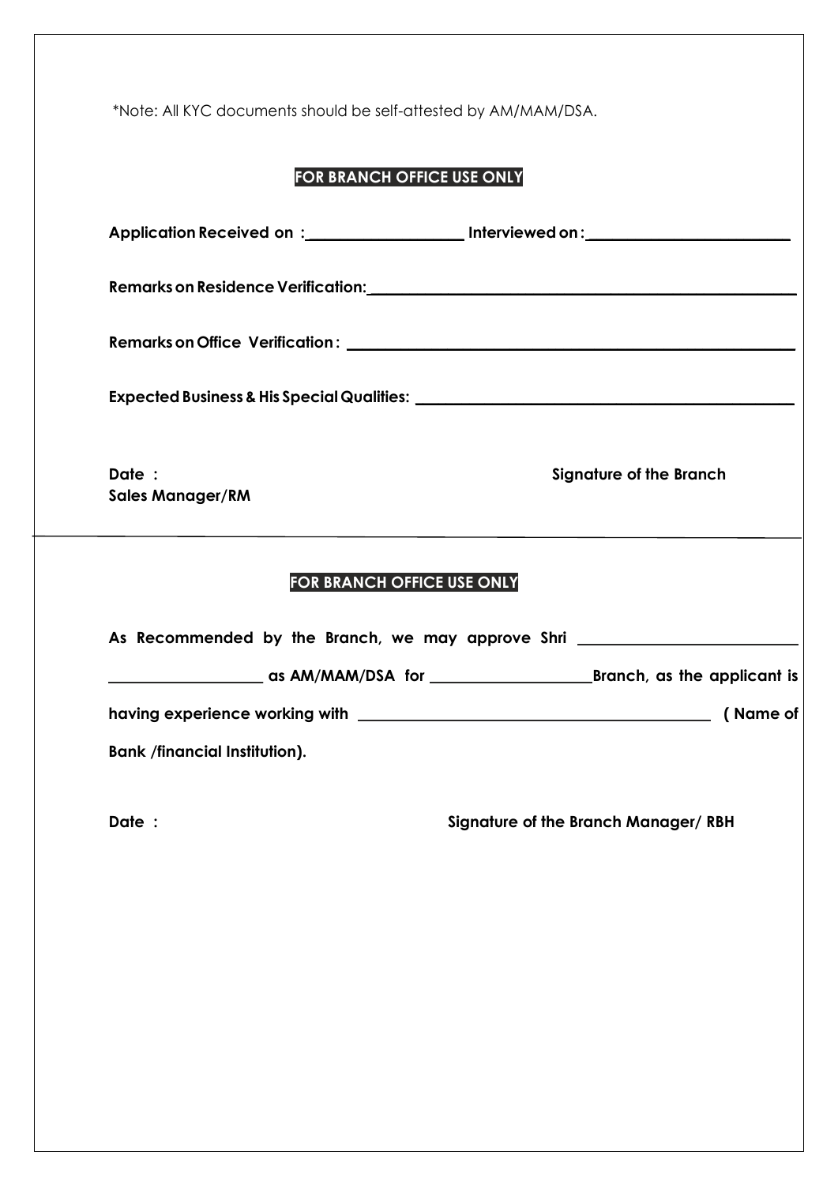*Note: All KYC documents should be self-attested by AM/MAM/DSA.

**FOR BRANCH OFFICE USE ONLY**

**Application Received on : ___________________ Interviewed on : _______________________**

**Remarks on Residence Verification: ________________________________________________**

**Remarks on Office Verification : _________________________________________________**

**Expected Business & His Special Qualities: _________________________________________**

**Date :** **Signature of the Branch Sales Manager/RM**

---

**FOR BRANCH OFFICE USE ONLY**

**As Recommended by the Branch, we may approve Shri _________________________ __________________ as AM/MAM/DSA for ___________________Branch, as the applicant is having experience working with ___________________________________________ ( Name of Bank /financial Institution).**

**Date :** **Signature of the Branch Manager/ RBH**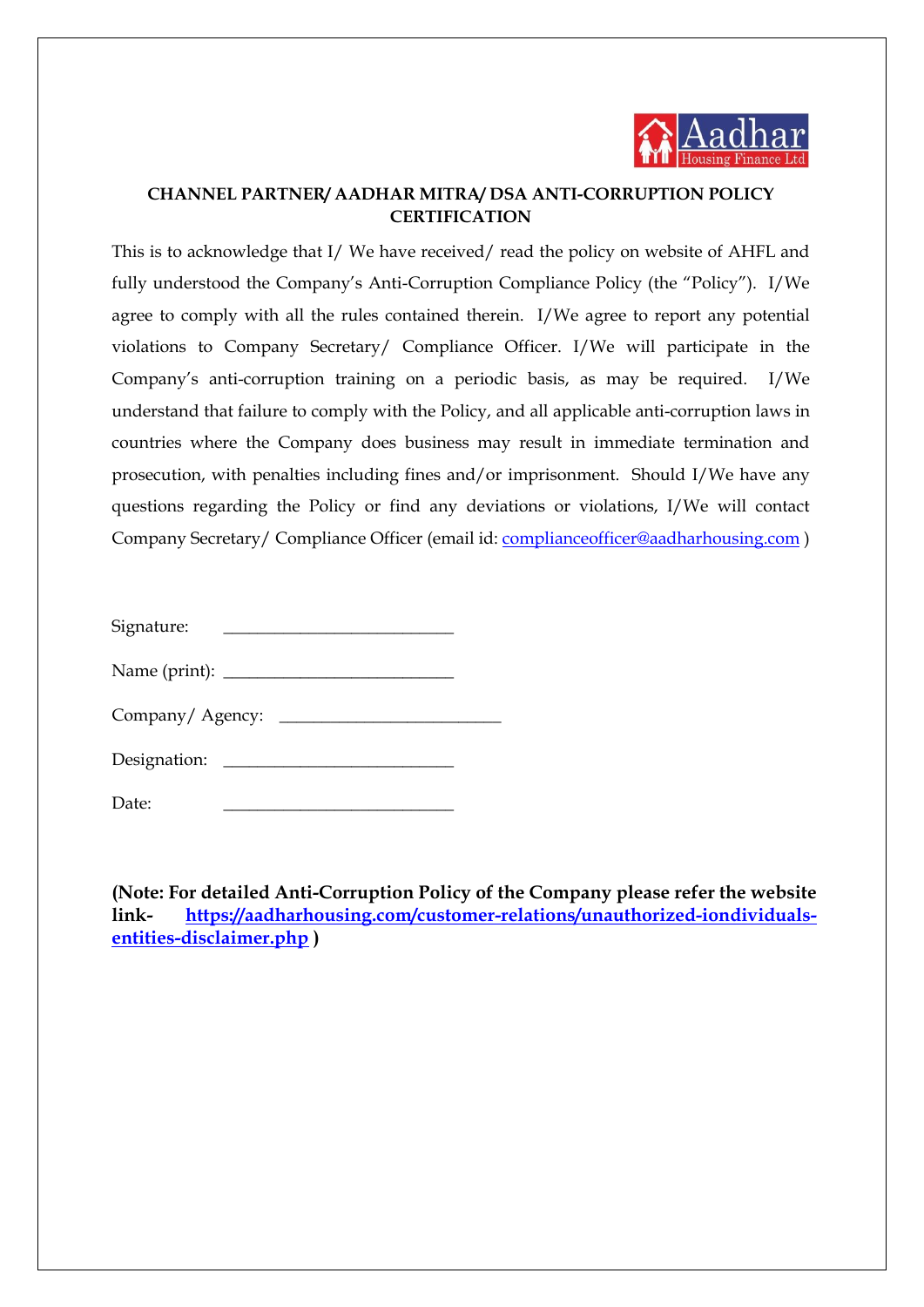Aadhar Housing Finance Ltd

## CHANNEL PARTNER/ AADHAR MITRA/ DSA ANTI-CORRUPTION POLICY CERTIFICATION

This is to acknowledge that I/ We have received/ read the policy on website of AHFL and fully understood the Company's Anti-Corruption Compliance Policy (the "Policy"). I/We agree to comply with all the rules contained therein. I/We agree to report any potential violations to Company Secretary/ Compliance Officer. I/We will participate in the Company's anti-corruption training on a periodic basis, as may be required. I/We understand that failure to comply with the Policy, and all applicable anti-corruption laws in countries where the Company does business may result in immediate termination and prosecution, with penalties including fines and/or imprisonment. Should I/We have any questions regarding the Policy or find any deviations or violations, I/We will contact Company Secretary/ Compliance Officer (email id: complianceofficer@aadharhousing.com )

Signature: ___________________________

Name (print): ___________________________

Company/ Agency: ___________________________

Designation: ___________________________

Date: ___________________________

**(Note: For detailed Anti-Corruption Policy of the Company please refer the website link- https://aadharhousing.com/customer-relations/unauthorized-iondividuals-entities-disclaimer.php )**